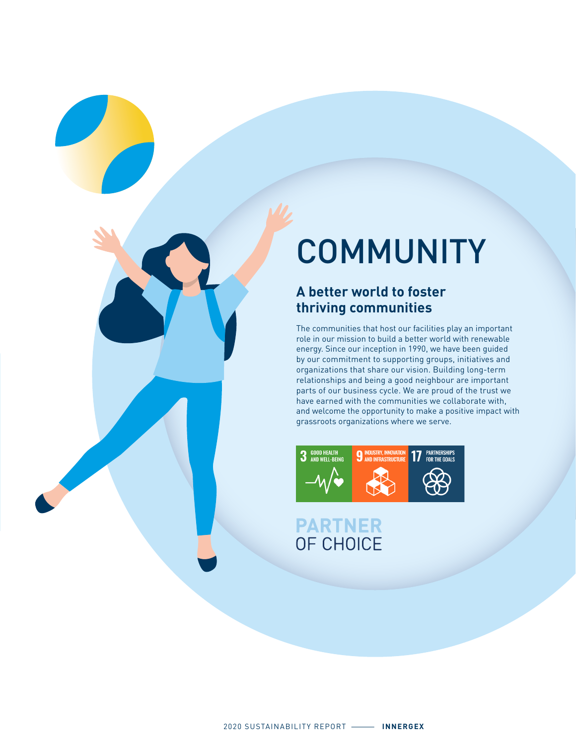# COMMUNITY

## A better world to foster thriving communities

The communities that host our facilities play an important role in our mission to build a better world with renewable energy. Since our inception in 1990, we have been guided by our commitment to supporting groups, initiatives and organizations that share our vision. Building long-term relationships and being a good neighbour are important parts of our business cycle. We are proud of the trust we have earned with the communities we collaborate with, and welcome the opportunity to make a positive impact with grassroots organizations where we serve.

3 GOOD HEALTH AND WELL-BEING

9 INDUSTRY, INNOVATION AND INFRASTRUCTURE

17 PARTNERSHIPS FOR THE GOALS

**PARTNER**
OF CHOICE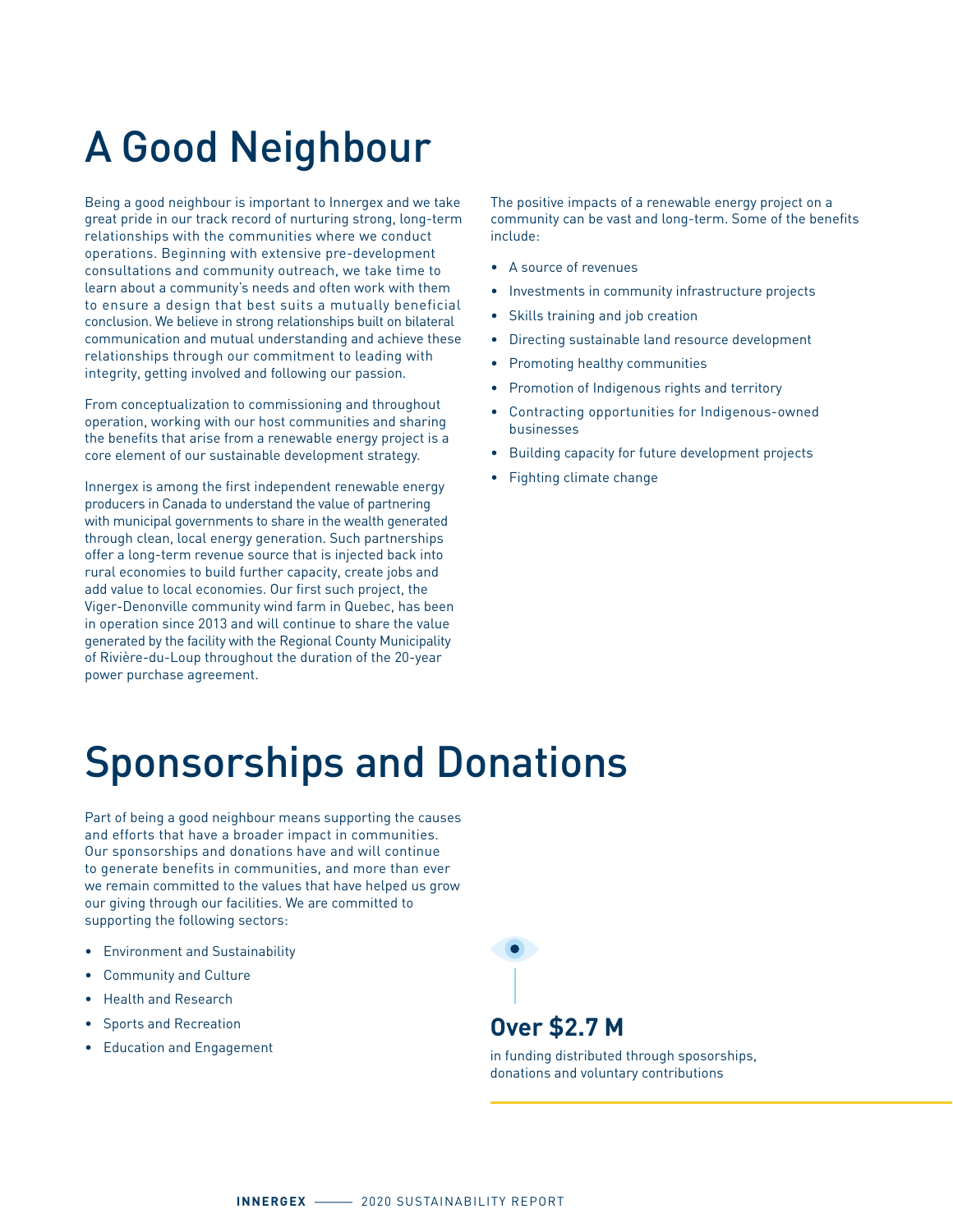# A Good Neighbour

Being a good neighbour is important to Innergex and we take great pride in our track record of nurturing strong, long-term relationships with the communities where we conduct operations. Beginning with extensive pre-development consultations and community outreach, we take time to learn about a community's needs and often work with them to ensure a design that best suits a mutually beneficial conclusion. We believe in strong relationships built on bilateral communication and mutual understanding and achieve these relationships through our commitment to leading with integrity, getting involved and following our passion.

From conceptualization to commissioning and throughout operation, working with our host communities and sharing the benefits that arise from a renewable energy project is a core element of our sustainable development strategy.

Innergex is among the first independent renewable energy producers in Canada to understand the value of partnering with municipal governments to share in the wealth generated through clean, local energy generation. Such partnerships offer a long-term revenue source that is injected back into rural economies to build further capacity, create jobs and add value to local economies. Our first such project, the Viger-Denonville community wind farm in Quebec, has been in operation since 2013 and will continue to share the value generated by the facility with the Regional County Municipality of Rivière-du-Loup throughout the duration of the 20-year power purchase agreement.

The positive impacts of a renewable energy project on a community can be vast and long-term. Some of the benefits include:

- A source of revenues
- Investments in community infrastructure projects
- Skills training and job creation
- Directing sustainable land resource development
- Promoting healthy communities
- Promotion of Indigenous rights and territory
- Contracting opportunities for Indigenous-owned businesses
- Building capacity for future development projects
- Fighting climate change

# Sponsorships and Donations

Part of being a good neighbour means supporting the causes and efforts that have a broader impact in communities. Our sponsorships and donations have and will continue to generate benefits in communities, and more than ever we remain committed to the values that have helped us grow our giving through our facilities. We are committed to supporting the following sectors:

- Environment and Sustainability
- Community and Culture
- Health and Research
- Sports and Recreation
- Education and Engagement

**Over $2.7 M**

in funding distributed through sposorships, donations and voluntary contributions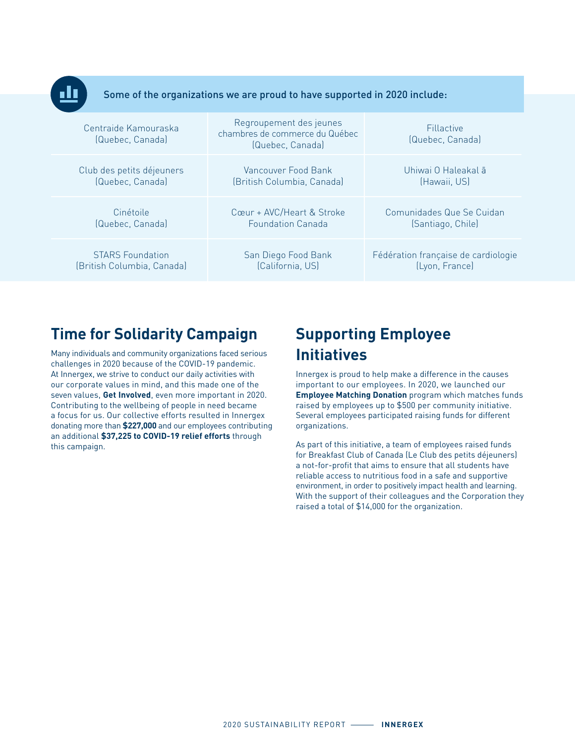Some of the organizations we are proud to have supported in 2020 include:

| | | |
|---|---|---|
| Centraide Kamouraska (Quebec, Canada) | Regroupement des jeunes chambres de commerce du Québec (Quebec, Canada) | Fillactive (Quebec, Canada) |
| Club des petits déjeuners (Quebec, Canada) | Vancouver Food Bank (British Columbia, Canada) | Uhiwai O Haleakal ā (Hawaii, US) |
| Cinétoile (Quebec, Canada) | Cœur + AVC/Heart & Stroke Foundation Canada | Comunidades Que Se Cuidan (Santiago, Chile) |
| STARS Foundation (British Columbia, Canada) | San Diego Food Bank (California, US) | Fédération française de cardiologie (Lyon, France) |

## Time for Solidarity Campaign

Many individuals and community organizations faced serious challenges in 2020 because of the COVID-19 pandemic. At Innergex, we strive to conduct our daily activities with our corporate values in mind, and this made one of the seven values, **Get Involved**, even more important in 2020. Contributing to the wellbeing of people in need became a focus for us. Our collective efforts resulted in Innergex donating more than **$227,000** and our employees contributing an additional **$37,225 to COVID-19 relief efforts** through this campaign.

## Supporting Employee Initiatives

Innergex is proud to help make a difference in the causes important to our employees. In 2020, we launched our **Employee Matching Donation** program which matches funds raised by employees up to $500 per community initiative. Several employees participated raising funds for different organizations.

As part of this initiative, a team of employees raised funds for Breakfast Club of Canada (Le Club des petits déjeuners) a not-for-profit that aims to ensure that all students have reliable access to nutritious food in a safe and supportive environment, in order to positively impact health and learning. With the support of their colleagues and the Corporation they raised a total of $14,000 for the organization.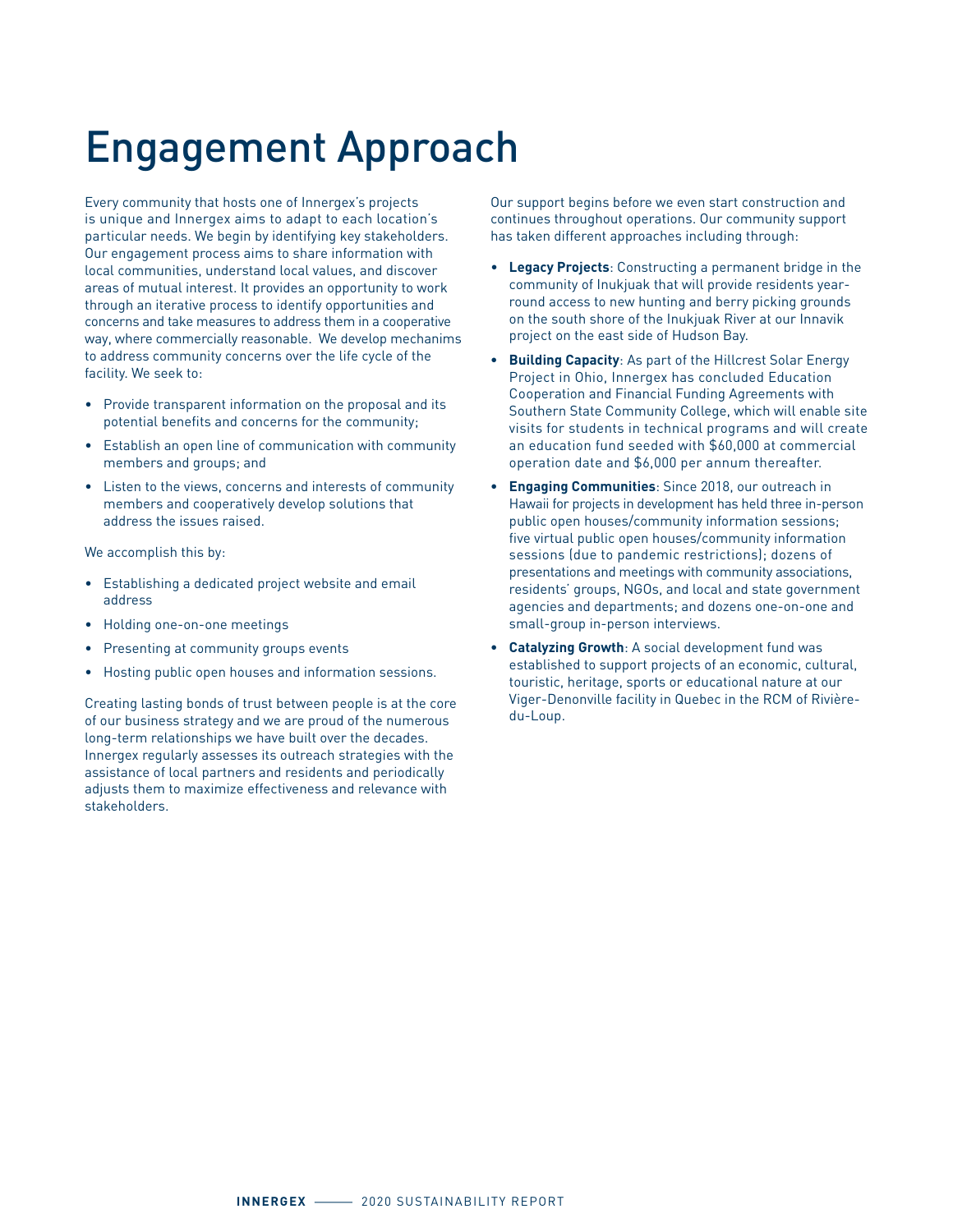# Engagement Approach

Every community that hosts one of Innergex's projects is unique and Innergex aims to adapt to each location's particular needs. We begin by identifying key stakeholders. Our engagement process aims to share information with local communities, understand local values, and discover areas of mutual interest. It provides an opportunity to work through an iterative process to identify opportunities and concerns and take measures to address them in a cooperative way, where commercially reasonable. We develop mechanims to address community concerns over the life cycle of the facility. We seek to:

- Provide transparent information on the proposal and its potential benefits and concerns for the community;
- Establish an open line of communication with community members and groups; and
- Listen to the views, concerns and interests of community members and cooperatively develop solutions that address the issues raised.

We accomplish this by:

- Establishing a dedicated project website and email address
- Holding one-on-one meetings
- Presenting at community groups events
- Hosting public open houses and information sessions.

Creating lasting bonds of trust between people is at the core of our business strategy and we are proud of the numerous long-term relationships we have built over the decades. Innergex regularly assesses its outreach strategies with the assistance of local partners and residents and periodically adjusts them to maximize effectiveness and relevance with stakeholders.

Our support begins before we even start construction and continues throughout operations. Our community support has taken different approaches including through:

- **Legacy Projects**: Constructing a permanent bridge in the community of Inukjuak that will provide residents year-round access to new hunting and berry picking grounds on the south shore of the Inukjuak River at our Innavik project on the east side of Hudson Bay.
- **Building Capacity**: As part of the Hillcrest Solar Energy Project in Ohio, Innergex has concluded Education Cooperation and Financial Funding Agreements with Southern State Community College, which will enable site visits for students in technical programs and will create an education fund seeded with $60,000 at commercial operation date and $6,000 per annum thereafter.
- **Engaging Communities**: Since 2018, our outreach in Hawaii for projects in development has held three in-person public open houses/community information sessions; five virtual public open houses/community information sessions (due to pandemic restrictions); dozens of presentations and meetings with community associations, residents' groups, NGOs, and local and state government agencies and departments; and dozens one-on-one and small-group in-person interviews.
- **Catalyzing Growth**: A social development fund was established to support projects of an economic, cultural, touristic, heritage, sports or educational nature at our Viger-Denonville facility in Quebec in the RCM of Rivière-du-Loup.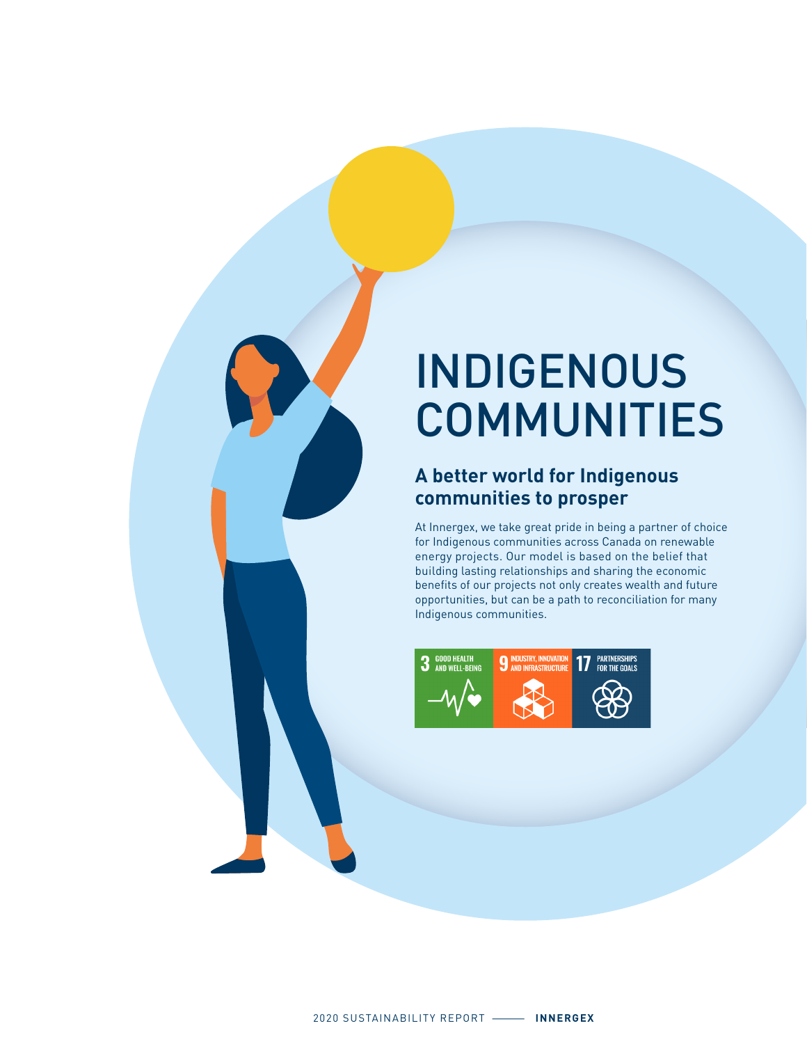# INDIGENOUS COMMUNITIES

## A better world for Indigenous communities to prosper

At Innergex, we take great pride in being a partner of choice for Indigenous communities across Canada on renewable energy projects. Our model is based on the belief that building lasting relationships and sharing the economic benefits of our projects not only creates wealth and future opportunities, but can be a path to reconciliation for many Indigenous communities.

3 GOOD HEALTH AND WELL-BEING

9 INDUSTRY, INNOVATION AND INFRASTRUCTURE

17 PARTNERSHIPS FOR THE GOALS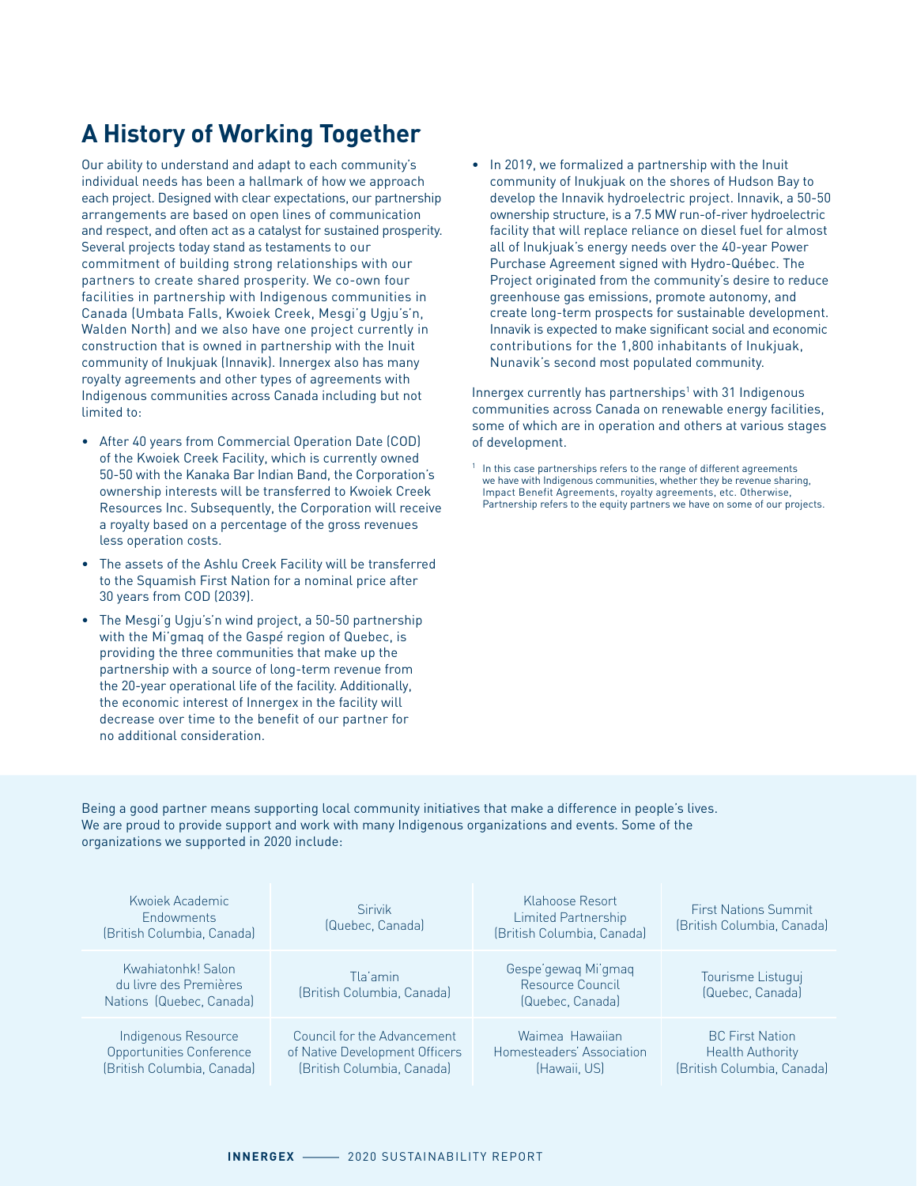## A History of Working Together

Our ability to understand and adapt to each community's individual needs has been a hallmark of how we approach each project. Designed with clear expectations, our partnership arrangements are based on open lines of communication and respect, and often act as a catalyst for sustained prosperity. Several projects today stand as testaments to our commitment of building strong relationships with our partners to create shared prosperity. We co-own four facilities in partnership with Indigenous communities in Canada (Umbata Falls, Kwoiek Creek, Mesgi'g Ugju's'n, Walden North) and we also have one project currently in construction that is owned in partnership with the Inuit community of Inukjuak (Innavik). Innergex also has many royalty agreements and other types of agreements with Indigenous communities across Canada including but not limited to:

- After 40 years from Commercial Operation Date (COD) of the Kwoiek Creek Facility, which is currently owned 50-50 with the Kanaka Bar Indian Band, the Corporation's ownership interests will be transferred to Kwoiek Creek Resources Inc. Subsequently, the Corporation will receive a royalty based on a percentage of the gross revenues less operation costs.
- The assets of the Ashlu Creek Facility will be transferred to the Squamish First Nation for a nominal price after 30 years from COD (2039).
- The Mesgi'g Ugju's'n wind project, a 50-50 partnership with the Mi'gmaq of the Gaspé region of Quebec, is providing the three communities that make up the partnership with a source of long-term revenue from the 20-year operational life of the facility. Additionally, the economic interest of Innergex in the facility will decrease over time to the benefit of our partner for no additional consideration.
- In 2019, we formalized a partnership with the Inuit community of Inukjuak on the shores of Hudson Bay to develop the Innavik hydroelectric project. Innavik, a 50-50 ownership structure, is a 7.5 MW run-of-river hydroelectric facility that will replace reliance on diesel fuel for almost all of Inukjuak's energy needs over the 40-year Power Purchase Agreement signed with Hydro-Québec. The Project originated from the community's desire to reduce greenhouse gas emissions, promote autonomy, and create long-term prospects for sustainable development. Innavik is expected to make significant social and economic contributions for the 1,800 inhabitants of Inukjuak, Nunavik's second most populated community.

Innergex currently has partnerships[1] with 31 Indigenous communities across Canada on renewable energy facilities, some of which are in operation and others at various stages of development.

[1] In this case partnerships refers to the range of different agreements we have with Indigenous communities, whether they be revenue sharing, Impact Benefit Agreements, royalty agreements, etc. Otherwise, Partnership refers to the equity partners we have on some of our projects.

Being a good partner means supporting local community initiatives that make a difference in people's lives. We are proud to provide support and work with many Indigenous organizations and events. Some of the organizations we supported in 2020 include:

| | | | |
|---|---|---|---|
| Kwoiek Academic Endowments (British Columbia, Canada) | Sirivik (Quebec, Canada) | Klahoose Resort Limited Partnership (British Columbia, Canada) | First Nations Summit (British Columbia, Canada) |
| Kwahiatonhk! Salon du livre des Premières Nations (Quebec, Canada) | Tla'amin (British Columbia, Canada) | Gespe'gewaq Mi'gmaq Resource Council (Quebec, Canada) | Tourisme Listuguj (Quebec, Canada) |
| Indigenous Resource Opportunities Conference (British Columbia, Canada) | Council for the Advancement of Native Development Officers (British Columbia, Canada) | Waimea Hawaiian Homesteaders' Association (Hawaii, US) | BC First Nation Health Authority (British Columbia, Canada) |